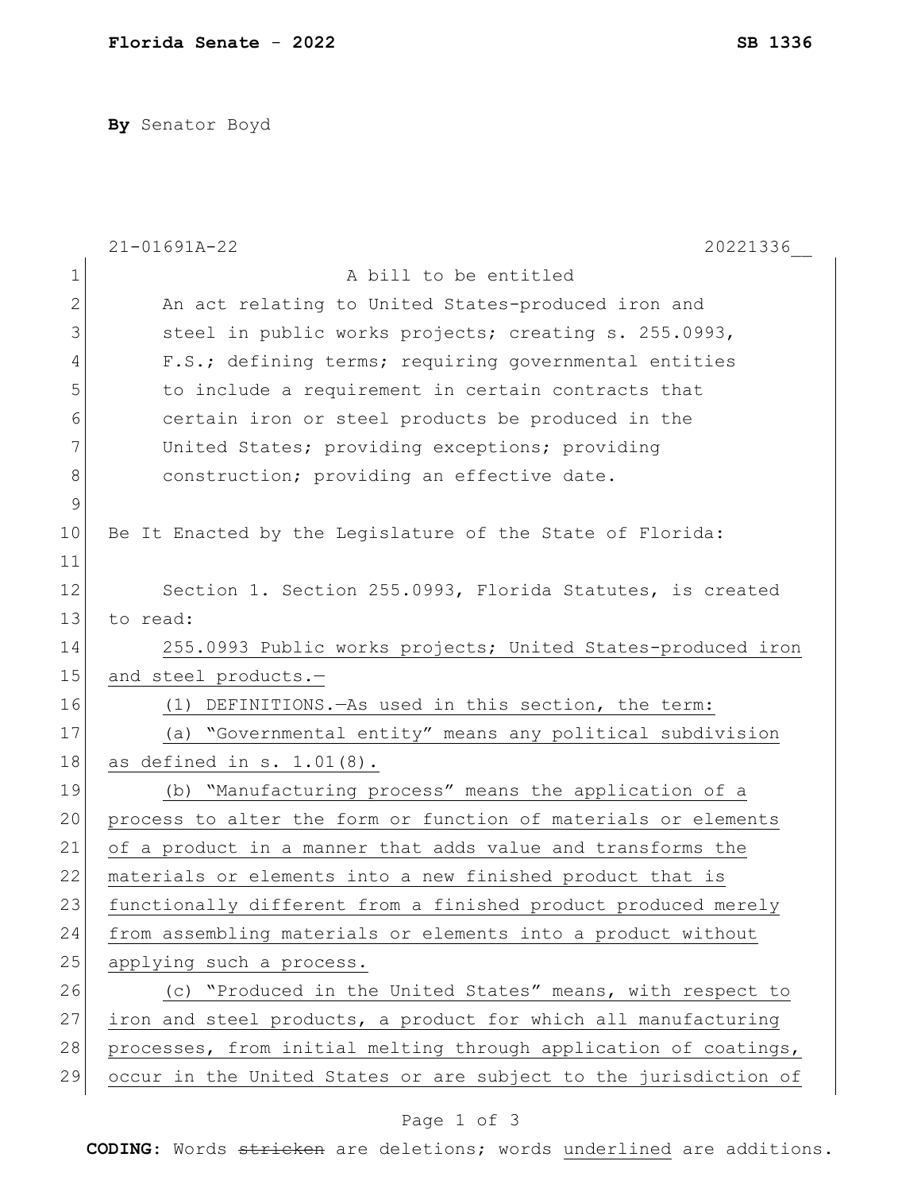**Florida Senate - 2022** **SB 1336**

**By** Senator Boyd

21-01691A-22 20221336__

A bill to be entitled

An act relating to United States-produced iron and steel in public works projects; creating s. 255.0993, F.S.; defining terms; requiring governmental entities to include a requirement in certain contracts that certain iron or steel products be produced in the United States; providing exceptions; providing construction; providing an effective date.

Be It Enacted by the Legislature of the State of Florida:

Section 1. Section 255.0993, Florida Statutes, is created to read:

<u>255.0993 Public works projects; United States-produced iron and steel products.—</u>

<u>(1) DEFINITIONS.—As used in this section, the term:</u>

<u>(a) “Governmental entity” means any political subdivision as defined in s. 1.01(8).</u>

<u>(b) “Manufacturing process” means the application of a process to alter the form or function of materials or elements of a product in a manner that adds value and transforms the materials or elements into a new finished product that is functionally different from a finished product produced merely from assembling materials or elements into a product without applying such a process.</u>

<u>(c) “Produced in the United States” means, with respect to iron and steel products, a product for which all manufacturing processes, from initial melting through application of coatings, occur in the United States or are subject to the jurisdiction of</u>

**CODING:** Words ~~stricken~~ are deletions; words <u>underlined</u> are additions.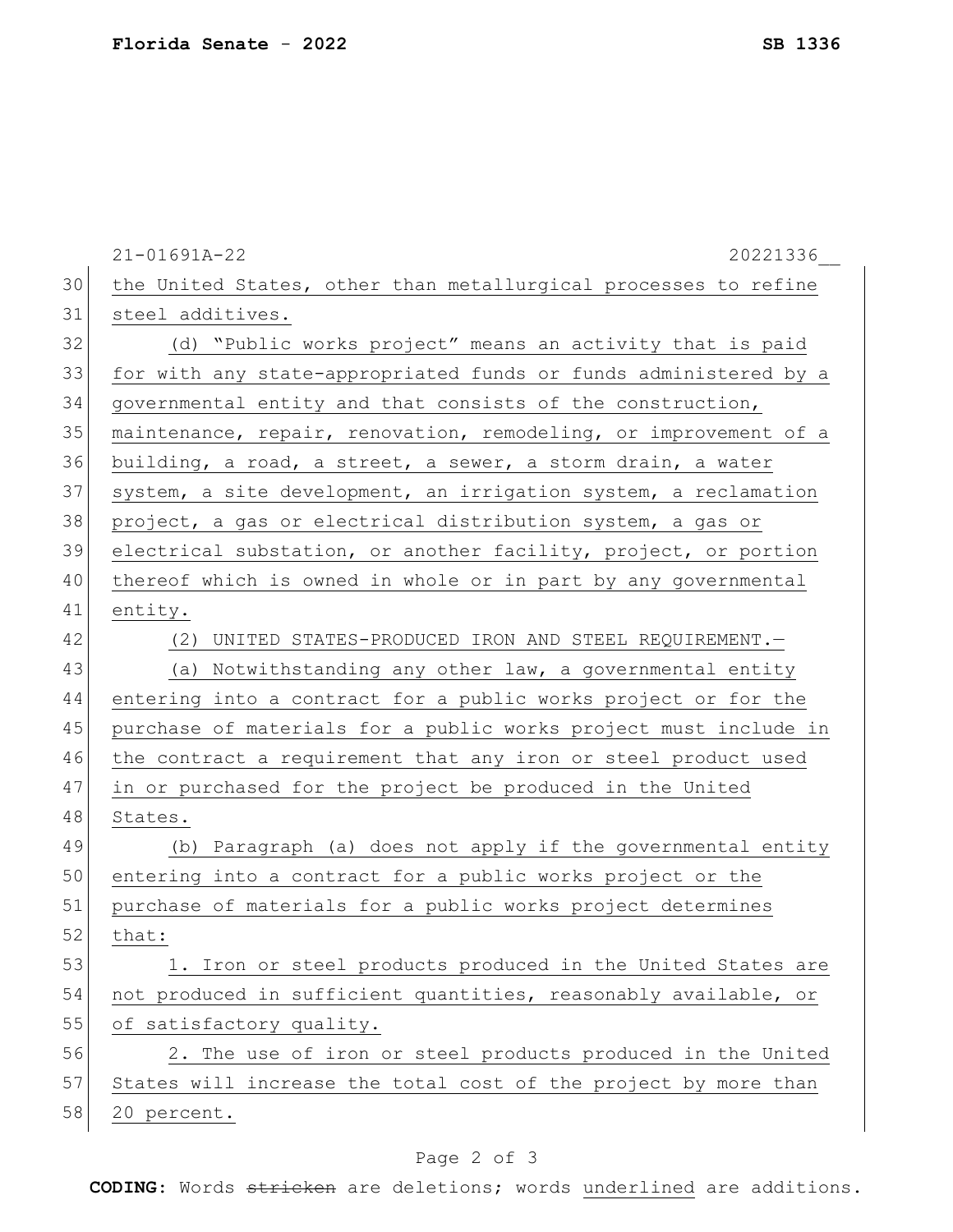the United States, other than metallurgical processes to refine steel additives.

(d) "Public works project" means an activity that is paid for with any state-appropriated funds or funds administered by a governmental entity and that consists of the construction, maintenance, repair, renovation, remodeling, or improvement of a building, a road, a street, a sewer, a storm drain, a water system, a site development, an irrigation system, a reclamation project, a gas or electrical distribution system, a gas or electrical substation, or another facility, project, or portion thereof which is owned in whole or in part by any governmental entity.

(2) UNITED STATES-PRODUCED IRON AND STEEL REQUIREMENT.—

(a) Notwithstanding any other law, a governmental entity entering into a contract for a public works project or for the purchase of materials for a public works project must include in the contract a requirement that any iron or steel product used in or purchased for the project be produced in the United States.

(b) Paragraph (a) does not apply if the governmental entity entering into a contract for a public works project or the purchase of materials for a public works project determines that:

1. Iron or steel products produced in the United States are not produced in sufficient quantities, reasonably available, or of satisfactory quality.

2. The use of iron or steel products produced in the United States will increase the total cost of the project by more than 20 percent.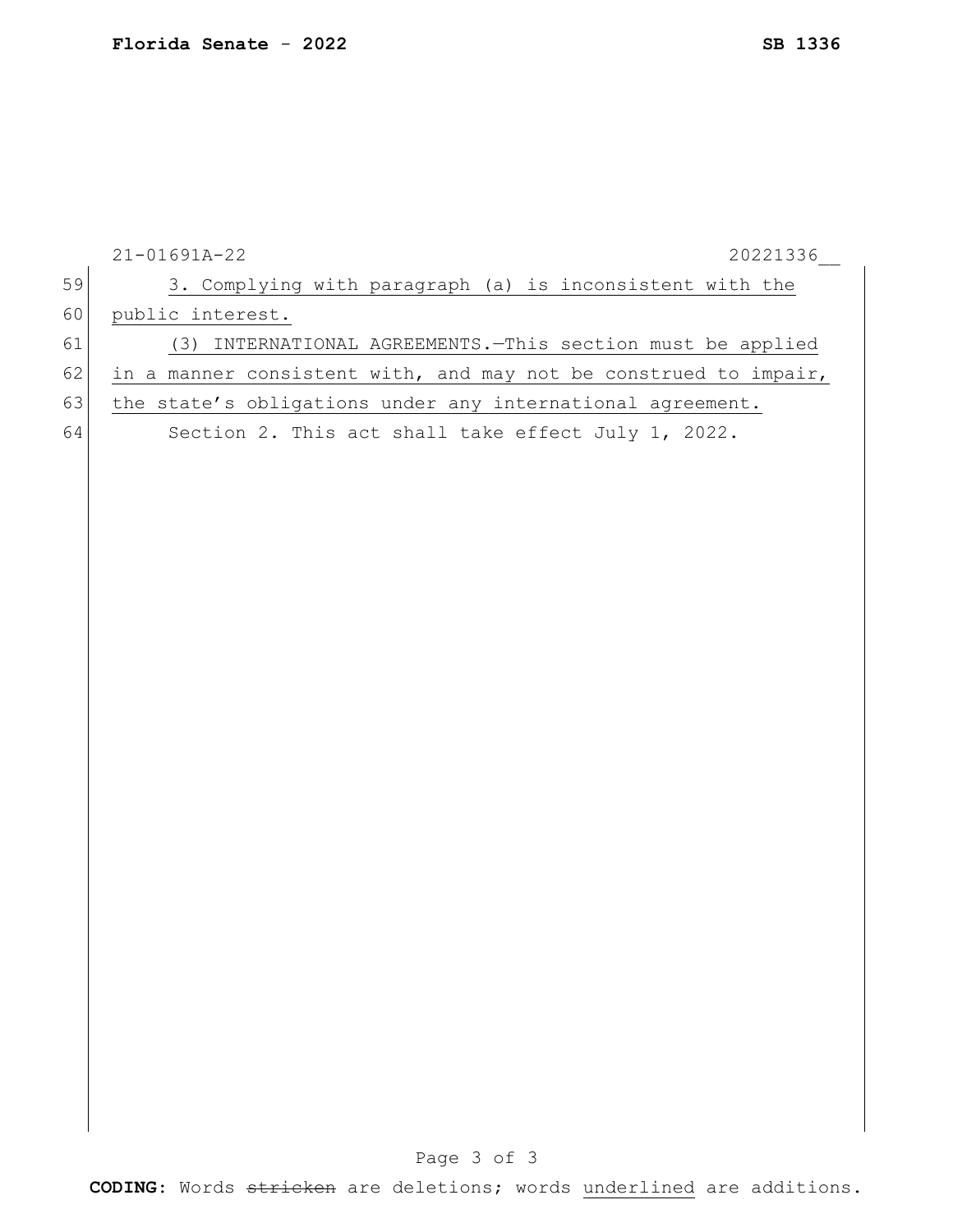21-01691A-22 20221336__

59 3. Complying with paragraph (a) is inconsistent with the
60 public interest.
61 (3) INTERNATIONAL AGREEMENTS.—This section must be applied
62 in a manner consistent with, and may not be construed to impair,
63 the state's obligations under any international agreement.
64 Section 2. This act shall take effect July 1, 2022.

**CODING:** Words ~~stricken~~ are deletions; words underlined are additions.